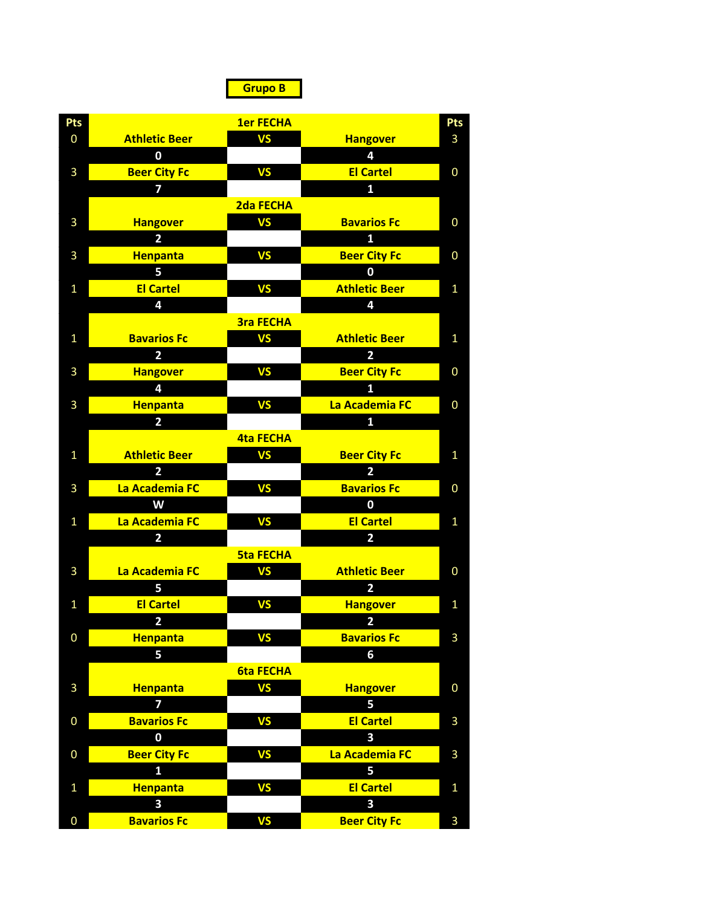## Grupo B

| Pts | | | | Pts |
|---|---|---|---|---|
| | | 1er FECHA | | |
| 0 | Athletic Beer | VS | Hangover | 3 |
| | 0 | | 4 | |
| 3 | Beer City Fc | VS | El Cartel | 0 |
| | 7 | | 1 | |
| | | 2da FECHA | | |
| 3 | Hangover | VS | Bavarios Fc | 0 |
| | 2 | | 1 | |
| 3 | Henpanta | VS | Beer City Fc | 0 |
| | 5 | | 0 | |
| 1 | El Cartel | VS | Athletic Beer | 1 |
| | 4 | | 4 | |
| | | 3ra FECHA | | |
| 1 | Bavarios Fc | VS | Athletic Beer | 1 |
| | 2 | | 2 | |
| 3 | Hangover | VS | Beer City Fc | 0 |
| | 4 | | 1 | |
| 3 | Henpanta | VS | La Academia FC | 0 |
| | 2 | | 1 | |
| | | 4ta FECHA | | |
| 1 | Athletic Beer | VS | Beer City Fc | 1 |
| | 2 | | 2 | |
| 3 | La Academia FC | VS | Bavarios Fc | 0 |
| | W | | 0 | |
| 1 | La Academia FC | VS | El Cartel | 1 |
| | 2 | | 2 | |
| | | 5ta FECHA | | |
| 3 | La Academia FC | VS | Athletic Beer | 0 |
| | 5 | | 2 | |
| 1 | El Cartel | VS | Hangover | 1 |
| | 2 | | 2 | |
| 0 | Henpanta | VS | Bavarios Fc | 3 |
| | 5 | | 6 | |
| | | 6ta FECHA | | |
| 3 | Henpanta | VS | Hangover | 0 |
| | 7 | | 5 | |
| 0 | Bavarios Fc | VS | El Cartel | 3 |
| | 0 | | 3 | |
| 0 | Beer City Fc | VS | La Academia FC | 3 |
| | 1 | | 5 | |
| 1 | Henpanta | VS | El Cartel | 1 |
| | 3 | | 3 | |
| 0 | Bavarios Fc | VS | Beer City Fc | 3 |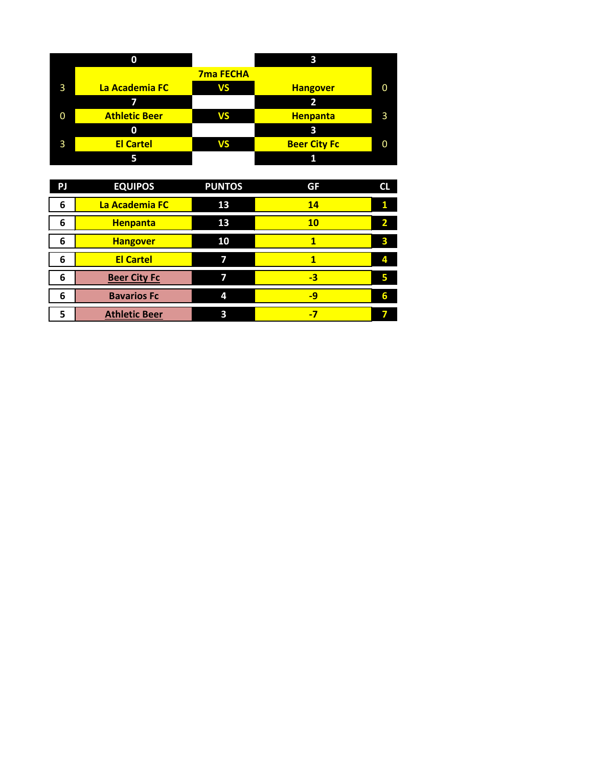| | | | | |
|---|---|---|---|---|
| | 0 | | 3 | |
| | | 7ma FECHA | | |
| 3 | La Academia FC | VS | Hangover | 0 |
| | 7 | | 2 | |
| 0 | Athletic Beer | VS | Henpanta | 3 |
| | 0 | | 3 | |
| 3 | El Cartel | VS | Beer City Fc | 0 |
| | 5 | | 1 | |

| PJ | EQUIPOS | PUNTOS | GF | CL |
|---|---|---|---|---|
| 6 | La Academia FC | 13 | 14 | 1 |
| 6 | Henpanta | 13 | 10 | 2 |
| 6 | Hangover | 10 | 1 | 3 |
| 6 | El Cartel | 7 | 1 | 4 |
| 6 | Beer City Fc | 7 | -3 | 5 |
| 6 | Bavarios Fc | 4 | -9 | 6 |
| 5 | Athletic Beer | 3 | -7 | 7 |